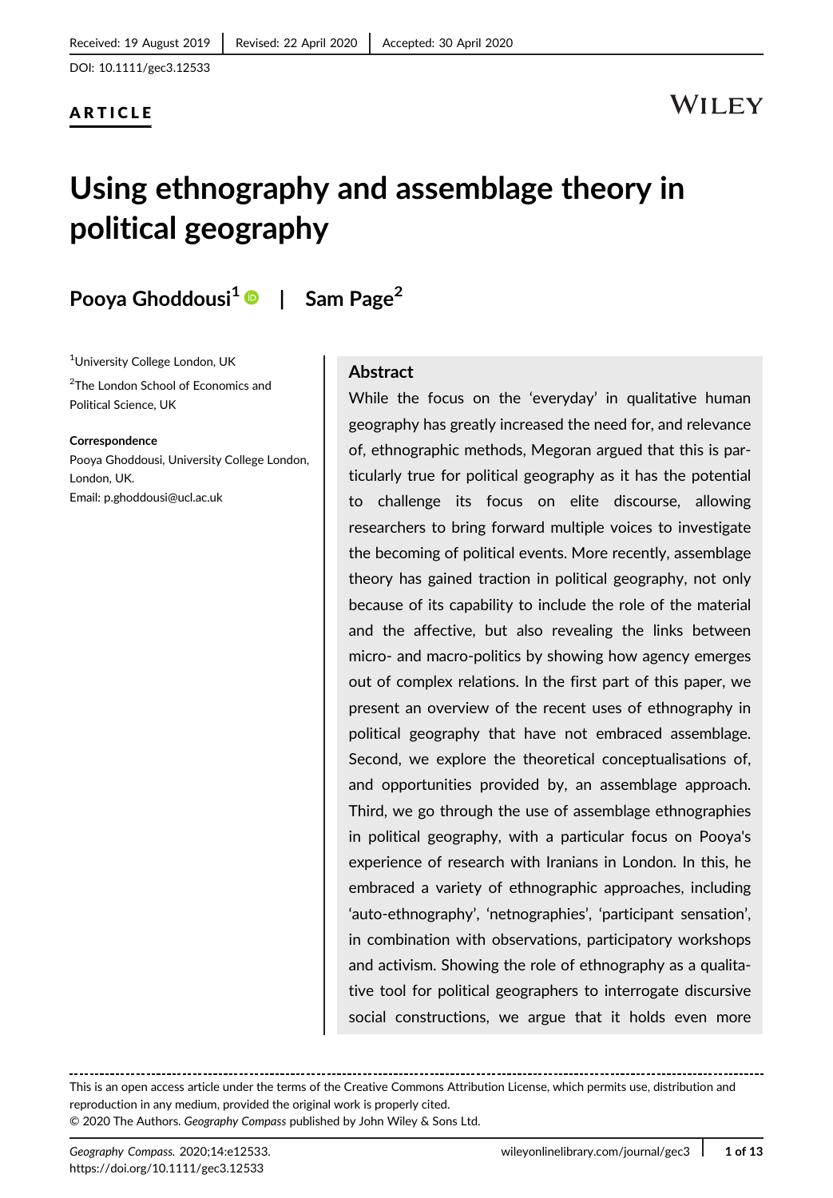Received: 19 August 2019 | Revised: 22 April 2020 | Accepted: 30 April 2020

DOI: 10.1111/gec3.12533

**ARTICLE**

# Using ethnography and assemblage theory in political geography

**Pooya Ghoddousi[1] | Sam Page[2]**

[1]University College London, UK

[2]The London School of Economics and Political Science, UK

**Correspondence**
Pooya Ghoddousi, University College London, London, UK.
Email: p.ghoddousi@ucl.ac.uk

## Abstract

While the focus on the 'everyday' in qualitative human geography has greatly increased the need for, and relevance of, ethnographic methods, Megoran argued that this is particularly true for political geography as it has the potential to challenge its focus on elite discourse, allowing researchers to bring forward multiple voices to investigate the becoming of political events. More recently, assemblage theory has gained traction in political geography, not only because of its capability to include the role of the material and the affective, but also revealing the links between micro- and macro-politics by showing how agency emerges out of complex relations. In the first part of this paper, we present an overview of the recent uses of ethnography in political geography that have not embraced assemblage. Second, we explore the theoretical conceptualisations of, and opportunities provided by, an assemblage approach. Third, we go through the use of assemblage ethnographies in political geography, with a particular focus on Pooya's experience of research with Iranians in London. In this, he embraced a variety of ethnographic approaches, including 'auto-ethnography', 'netnographies', 'participant sensation', in combination with observations, participatory workshops and activism. Showing the role of ethnography as a qualitative tool for political geographers to interrogate discursive social constructions, we argue that it holds even more

---

This is an open access article under the terms of the Creative Commons Attribution License, which permits use, distribution and reproduction in any medium, provided the original work is properly cited.
© 2020 The Authors. *Geography Compass* published by John Wiley & Sons Ltd.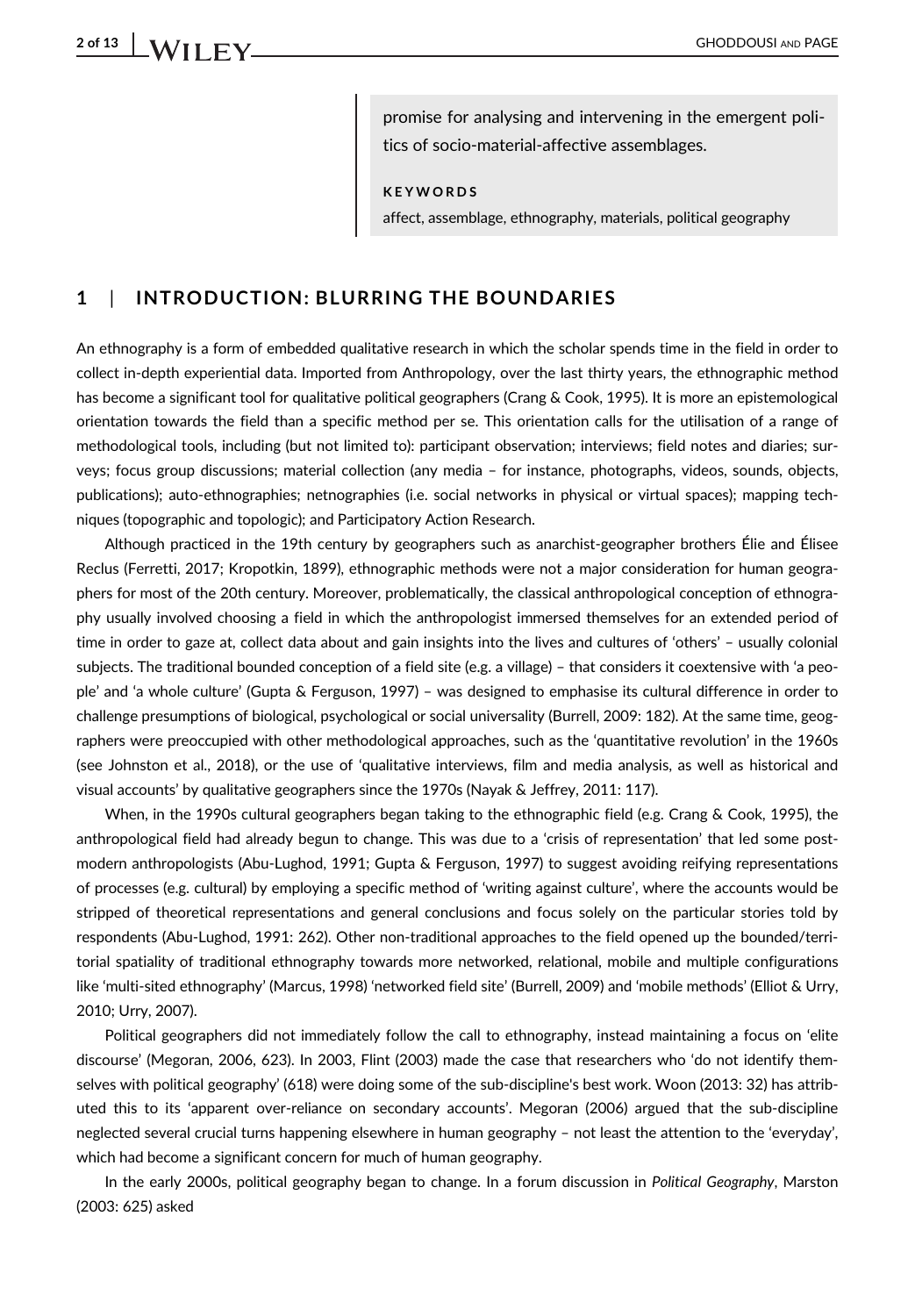promise for analysing and intervening in the emergent politics of socio-material-affective assemblages.

**KEYWORDS**

affect, assemblage, ethnography, materials, political geography

## 1 | INTRODUCTION: BLURRING THE BOUNDARIES

An ethnography is a form of embedded qualitative research in which the scholar spends time in the field in order to collect in-depth experiential data. Imported from Anthropology, over the last thirty years, the ethnographic method has become a significant tool for qualitative political geographers (Crang & Cook, 1995). It is more an epistemological orientation towards the field than a specific method per se. This orientation calls for the utilisation of a range of methodological tools, including (but not limited to): participant observation; interviews; field notes and diaries; surveys; focus group discussions; material collection (any media – for instance, photographs, videos, sounds, objects, publications); auto-ethnographies; netnographies (i.e. social networks in physical or virtual spaces); mapping techniques (topographic and topologic); and Participatory Action Research.

Although practiced in the 19th century by geographers such as anarchist-geographer brothers Élie and Élisee Reclus (Ferretti, 2017; Kropotkin, 1899), ethnographic methods were not a major consideration for human geographers for most of the 20th century. Moreover, problematically, the classical anthropological conception of ethnography usually involved choosing a field in which the anthropologist immersed themselves for an extended period of time in order to gaze at, collect data about and gain insights into the lives and cultures of 'others' – usually colonial subjects. The traditional bounded conception of a field site (e.g. a village) – that considers it coextensive with 'a people' and 'a whole culture' (Gupta & Ferguson, 1997) – was designed to emphasise its cultural difference in order to challenge presumptions of biological, psychological or social universality (Burrell, 2009: 182). At the same time, geographers were preoccupied with other methodological approaches, such as the 'quantitative revolution' in the 1960s (see Johnston et al., 2018), or the use of 'qualitative interviews, film and media analysis, as well as historical and visual accounts' by qualitative geographers since the 1970s (Nayak & Jeffrey, 2011: 117).

When, in the 1990s cultural geographers began taking to the ethnographic field (e.g. Crang & Cook, 1995), the anthropological field had already begun to change. This was due to a 'crisis of representation' that led some post-modern anthropologists (Abu-Lughod, 1991; Gupta & Ferguson, 1997) to suggest avoiding reifying representations of processes (e.g. cultural) by employing a specific method of 'writing against culture', where the accounts would be stripped of theoretical representations and general conclusions and focus solely on the particular stories told by respondents (Abu-Lughod, 1991: 262). Other non-traditional approaches to the field opened up the bounded/territorial spatiality of traditional ethnography towards more networked, relational, mobile and multiple configurations like 'multi-sited ethnography' (Marcus, 1998) 'networked field site' (Burrell, 2009) and 'mobile methods' (Elliot & Urry, 2010; Urry, 2007).

Political geographers did not immediately follow the call to ethnography, instead maintaining a focus on 'elite discourse' (Megoran, 2006, 623). In 2003, Flint (2003) made the case that researchers who 'do not identify themselves with political geography' (618) were doing some of the sub-discipline's best work. Woon (2013: 32) has attributed this to its 'apparent over-reliance on secondary accounts'. Megoran (2006) argued that the sub-discipline neglected several crucial turns happening elsewhere in human geography – not least the attention to the 'everyday', which had become a significant concern for much of human geography.

In the early 2000s, political geography began to change. In a forum discussion in *Political Geography*, Marston (2003: 625) asked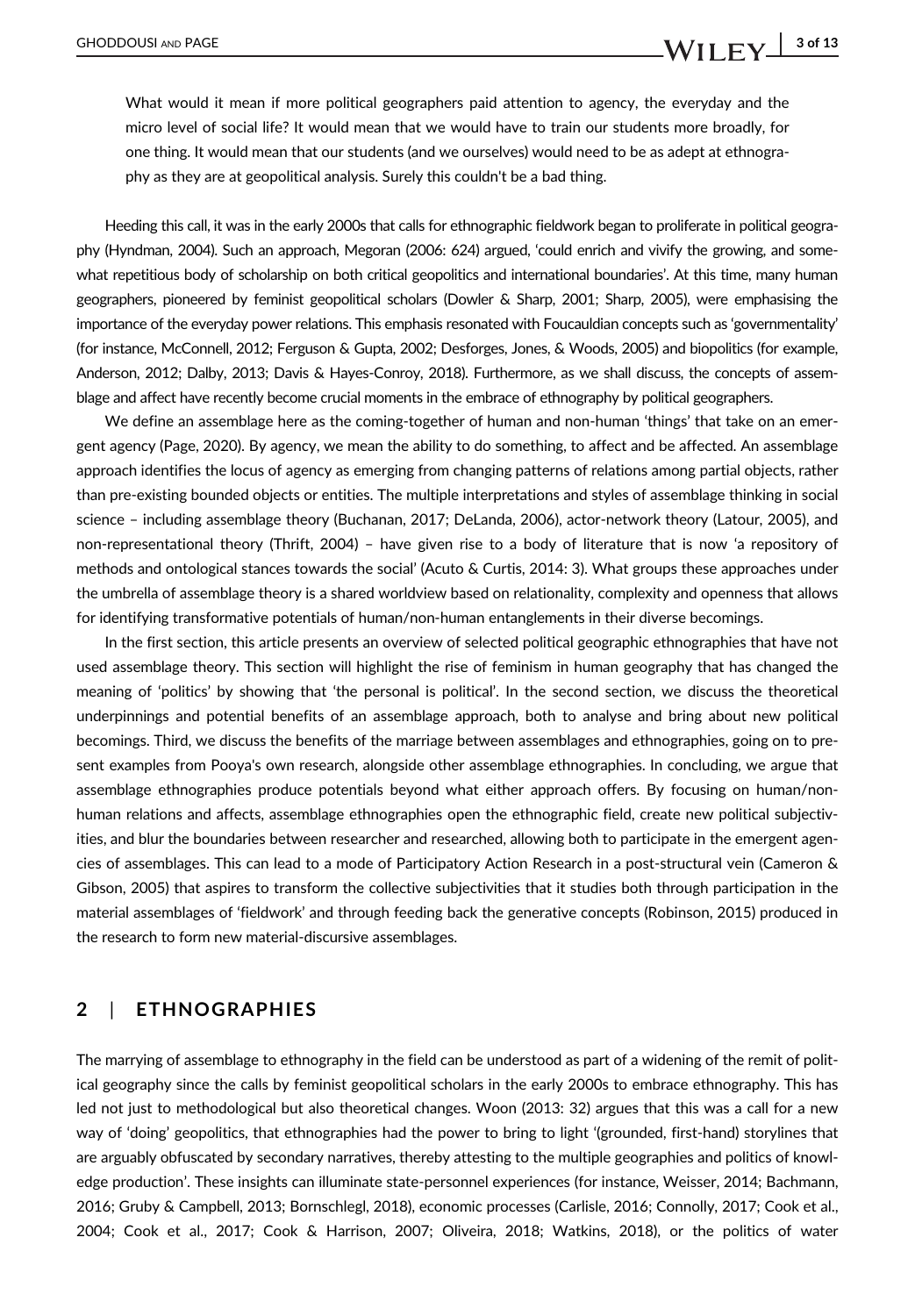> What would it mean if more political geographers paid attention to agency, the everyday and the micro level of social life? It would mean that we would have to train our students more broadly, for one thing. It would mean that our students (and we ourselves) would need to be as adept at ethnography as they are at geopolitical analysis. Surely this couldn't be a bad thing.

Heeding this call, it was in the early 2000s that calls for ethnographic fieldwork began to proliferate in political geography (Hyndman, 2004). Such an approach, Megoran (2006: 624) argued, 'could enrich and vivify the growing, and somewhat repetitious body of scholarship on both critical geopolitics and international boundaries'. At this time, many human geographers, pioneered by feminist geopolitical scholars (Dowler & Sharp, 2001; Sharp, 2005), were emphasising the importance of the everyday power relations. This emphasis resonated with Foucauldian concepts such as 'governmentality' (for instance, McConnell, 2012; Ferguson & Gupta, 2002; Desforges, Jones, & Woods, 2005) and biopolitics (for example, Anderson, 2012; Dalby, 2013; Davis & Hayes-Conroy, 2018). Furthermore, as we shall discuss, the concepts of assemblage and affect have recently become crucial moments in the embrace of ethnography by political geographers.

We define an assemblage here as the coming-together of human and non-human 'things' that take on an emergent agency (Page, 2020). By agency, we mean the ability to do something, to affect and be affected. An assemblage approach identifies the locus of agency as emerging from changing patterns of relations among partial objects, rather than pre-existing bounded objects or entities. The multiple interpretations and styles of assemblage thinking in social science – including assemblage theory (Buchanan, 2017; DeLanda, 2006), actor-network theory (Latour, 2005), and non-representational theory (Thrift, 2004) – have given rise to a body of literature that is now 'a repository of methods and ontological stances towards the social' (Acuto & Curtis, 2014: 3). What groups these approaches under the umbrella of assemblage theory is a shared worldview based on relationality, complexity and openness that allows for identifying transformative potentials of human/non-human entanglements in their diverse becomings.

In the first section, this article presents an overview of selected political geographic ethnographies that have not used assemblage theory. This section will highlight the rise of feminism in human geography that has changed the meaning of 'politics' by showing that 'the personal is political'. In the second section, we discuss the theoretical underpinnings and potential benefits of an assemblage approach, both to analyse and bring about new political becomings. Third, we discuss the benefits of the marriage between assemblages and ethnographies, going on to present examples from Pooya's own research, alongside other assemblage ethnographies. In concluding, we argue that assemblage ethnographies produce potentials beyond what either approach offers. By focusing on human/non-human relations and affects, assemblage ethnographies open the ethnographic field, create new political subjectivities, and blur the boundaries between researcher and researched, allowing both to participate in the emergent agencies of assemblages. This can lead to a mode of Participatory Action Research in a post-structural vein (Cameron & Gibson, 2005) that aspires to transform the collective subjectivities that it studies both through participation in the material assemblages of 'fieldwork' and through feeding back the generative concepts (Robinson, 2015) produced in the research to form new material-discursive assemblages.

## 2 | ETHNOGRAPHIES

The marrying of assemblage to ethnography in the field can be understood as part of a widening of the remit of political geography since the calls by feminist geopolitical scholars in the early 2000s to embrace ethnography. This has led not just to methodological but also theoretical changes. Woon (2013: 32) argues that this was a call for a new way of 'doing' geopolitics, that ethnographies had the power to bring to light '(grounded, first-hand) storylines that are arguably obfuscated by secondary narratives, thereby attesting to the multiple geographies and politics of knowledge production'. These insights can illuminate state-personnel experiences (for instance, Weisser, 2014; Bachmann, 2016; Gruby & Campbell, 2013; Bornschlegl, 2018), economic processes (Carlisle, 2016; Connolly, 2017; Cook et al., 2004; Cook et al., 2017; Cook & Harrison, 2007; Oliveira, 2018; Watkins, 2018), or the politics of water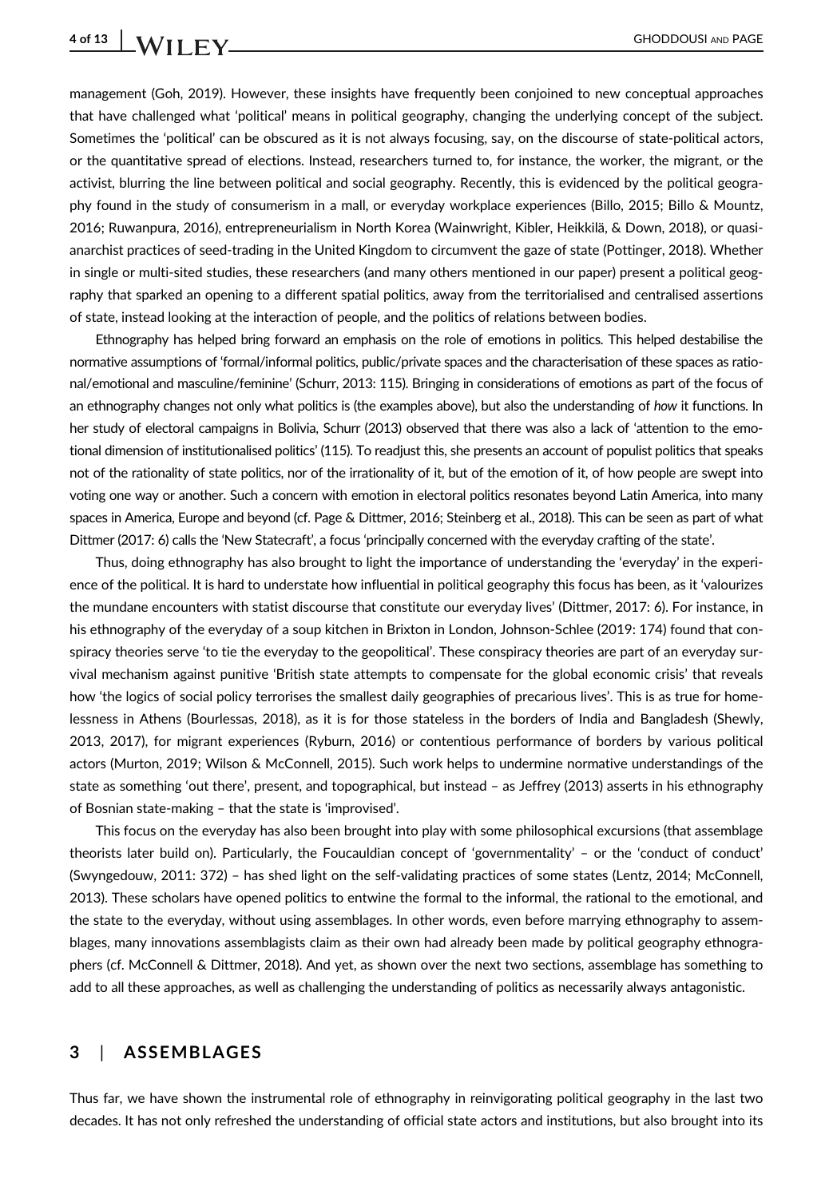management (Goh, 2019). However, these insights have frequently been conjoined to new conceptual approaches that have challenged what 'political' means in political geography, changing the underlying concept of the subject. Sometimes the 'political' can be obscured as it is not always focusing, say, on the discourse of state-political actors, or the quantitative spread of elections. Instead, researchers turned to, for instance, the worker, the migrant, or the activist, blurring the line between political and social geography. Recently, this is evidenced by the political geography found in the study of consumerism in a mall, or everyday workplace experiences (Billo, 2015; Billo & Mountz, 2016; Ruwanpura, 2016), entrepreneurialism in North Korea (Wainwright, Kibler, Heikkilä, & Down, 2018), or quasi-anarchist practices of seed-trading in the United Kingdom to circumvent the gaze of state (Pottinger, 2018). Whether in single or multi-sited studies, these researchers (and many others mentioned in our paper) present a political geography that sparked an opening to a different spatial politics, away from the territorialised and centralised assertions of state, instead looking at the interaction of people, and the politics of relations between bodies.

Ethnography has helped bring forward an emphasis on the role of emotions in politics. This helped destabilise the normative assumptions of 'formal/informal politics, public/private spaces and the characterisation of these spaces as rational/emotional and masculine/feminine' (Schurr, 2013: 115). Bringing in considerations of emotions as part of the focus of an ethnography changes not only what politics is (the examples above), but also the understanding of *how* it functions. In her study of electoral campaigns in Bolivia, Schurr (2013) observed that there was also a lack of 'attention to the emotional dimension of institutionalised politics' (115). To readjust this, she presents an account of populist politics that speaks not of the rationality of state politics, nor of the irrationality of it, but of the emotion of it, of how people are swept into voting one way or another. Such a concern with emotion in electoral politics resonates beyond Latin America, into many spaces in America, Europe and beyond (cf. Page & Dittmer, 2016; Steinberg et al., 2018). This can be seen as part of what Dittmer (2017: 6) calls the 'New Statecraft', a focus 'principally concerned with the everyday crafting of the state'.

Thus, doing ethnography has also brought to light the importance of understanding the 'everyday' in the experience of the political. It is hard to understate how influential in political geography this focus has been, as it 'valourizes the mundane encounters with statist discourse that constitute our everyday lives' (Dittmer, 2017: 6). For instance, in his ethnography of the everyday of a soup kitchen in Brixton in London, Johnson-Schlee (2019: 174) found that conspiracy theories serve 'to tie the everyday to the geopolitical'. These conspiracy theories are part of an everyday survival mechanism against punitive 'British state attempts to compensate for the global economic crisis' that reveals how 'the logics of social policy terrorises the smallest daily geographies of precarious lives'. This is as true for homelessness in Athens (Bourlessas, 2018), as it is for those stateless in the borders of India and Bangladesh (Shewly, 2013, 2017), for migrant experiences (Ryburn, 2016) or contentious performance of borders by various political actors (Murton, 2019; Wilson & McConnell, 2015). Such work helps to undermine normative understandings of the state as something 'out there', present, and topographical, but instead – as Jeffrey (2013) asserts in his ethnography of Bosnian state-making – that the state is 'improvised'.

This focus on the everyday has also been brought into play with some philosophical excursions (that assemblage theorists later build on). Particularly, the Foucauldian concept of 'governmentality' – or the 'conduct of conduct' (Swyngedouw, 2011: 372) – has shed light on the self-validating practices of some states (Lentz, 2014; McConnell, 2013). These scholars have opened politics to entwine the formal to the informal, the rational to the emotional, and the state to the everyday, without using assemblages. In other words, even before marrying ethnography to assemblages, many innovations assemblagists claim as their own had already been made by political geography ethnographers (cf. McConnell & Dittmer, 2018). And yet, as shown over the next two sections, assemblage has something to add to all these approaches, as well as challenging the understanding of politics as necessarily always antagonistic.

## 3 | ASSEMBLAGES

Thus far, we have shown the instrumental role of ethnography in reinvigorating political geography in the last two decades. It has not only refreshed the understanding of official state actors and institutions, but also brought into its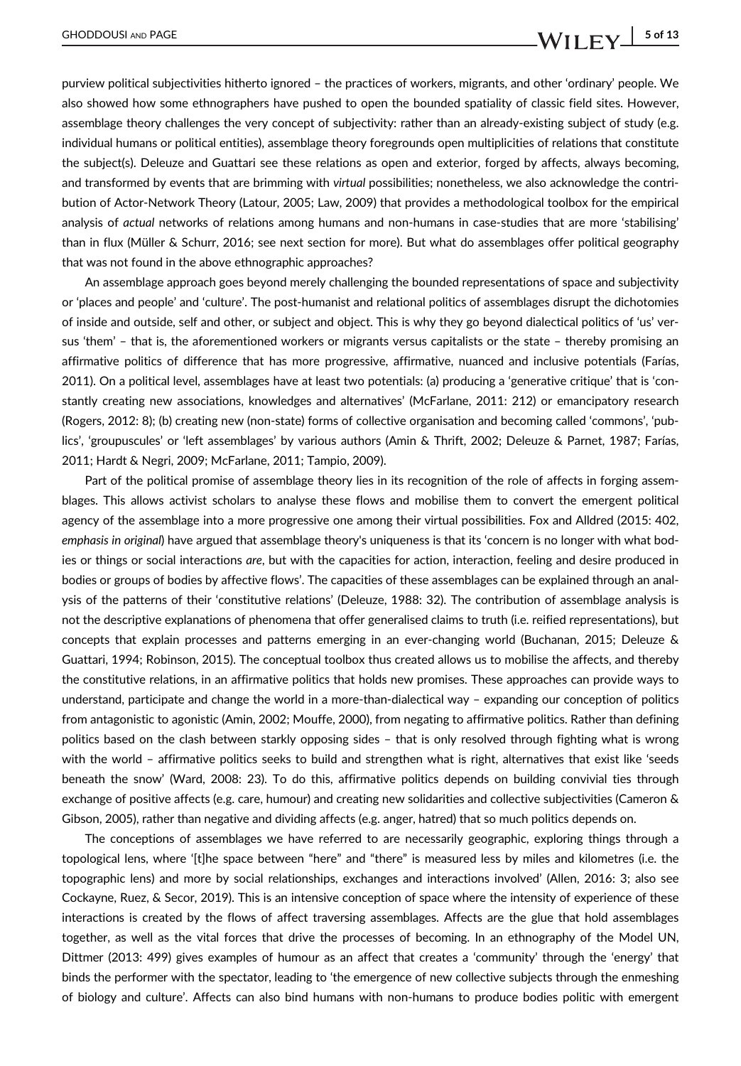purview political subjectivities hitherto ignored – the practices of workers, migrants, and other 'ordinary' people. We also showed how some ethnographers have pushed to open the bounded spatiality of classic field sites. However, assemblage theory challenges the very concept of subjectivity: rather than an already-existing subject of study (e.g. individual humans or political entities), assemblage theory foregrounds open multiplicities of relations that constitute the subject(s). Deleuze and Guattari see these relations as open and exterior, forged by affects, always becoming, and transformed by events that are brimming with *virtual* possibilities; nonetheless, we also acknowledge the contribution of Actor-Network Theory (Latour, 2005; Law, 2009) that provides a methodological toolbox for the empirical analysis of *actual* networks of relations among humans and non-humans in case-studies that are more 'stabilising' than in flux (Müller & Schurr, 2016; see next section for more). But what do assemblages offer political geography that was not found in the above ethnographic approaches?

An assemblage approach goes beyond merely challenging the bounded representations of space and subjectivity or 'places and people' and 'culture'. The post-humanist and relational politics of assemblages disrupt the dichotomies of inside and outside, self and other, or subject and object. This is why they go beyond dialectical politics of 'us' versus 'them' – that is, the aforementioned workers or migrants versus capitalists or the state – thereby promising an affirmative politics of difference that has more progressive, affirmative, nuanced and inclusive potentials (Farías, 2011). On a political level, assemblages have at least two potentials: (a) producing a 'generative critique' that is 'constantly creating new associations, knowledges and alternatives' (McFarlane, 2011: 212) or emancipatory research (Rogers, 2012: 8); (b) creating new (non-state) forms of collective organisation and becoming called 'commons', 'publics', 'groupuscules' or 'left assemblages' by various authors (Amin & Thrift, 2002; Deleuze & Parnet, 1987; Farías, 2011; Hardt & Negri, 2009; McFarlane, 2011; Tampio, 2009).

Part of the political promise of assemblage theory lies in its recognition of the role of affects in forging assemblages. This allows activist scholars to analyse these flows and mobilise them to convert the emergent political agency of the assemblage into a more progressive one among their virtual possibilities. Fox and Alldred (2015: 402, *emphasis in original*) have argued that assemblage theory's uniqueness is that its 'concern is no longer with what bodies or things or social interactions *are*, but with the capacities for action, interaction, feeling and desire produced in bodies or groups of bodies by affective flows'. The capacities of these assemblages can be explained through an analysis of the patterns of their 'constitutive relations' (Deleuze, 1988: 32). The contribution of assemblage analysis is not the descriptive explanations of phenomena that offer generalised claims to truth (i.e. reified representations), but concepts that explain processes and patterns emerging in an ever-changing world (Buchanan, 2015; Deleuze & Guattari, 1994; Robinson, 2015). The conceptual toolbox thus created allows us to mobilise the affects, and thereby the constitutive relations, in an affirmative politics that holds new promises. These approaches can provide ways to understand, participate and change the world in a more-than-dialectical way – expanding our conception of politics from antagonistic to agonistic (Amin, 2002; Mouffe, 2000), from negating to affirmative politics. Rather than defining politics based on the clash between starkly opposing sides – that is only resolved through fighting what is wrong with the world – affirmative politics seeks to build and strengthen what is right, alternatives that exist like 'seeds beneath the snow' (Ward, 2008: 23). To do this, affirmative politics depends on building convivial ties through exchange of positive affects (e.g. care, humour) and creating new solidarities and collective subjectivities (Cameron & Gibson, 2005), rather than negative and dividing affects (e.g. anger, hatred) that so much politics depends on.

The conceptions of assemblages we have referred to are necessarily geographic, exploring things through a topological lens, where '[t]he space between "here" and "there" is measured less by miles and kilometres (i.e. the topographic lens) and more by social relationships, exchanges and interactions involved' (Allen, 2016: 3; also see Cockayne, Ruez, & Secor, 2019). This is an intensive conception of space where the intensity of experience of these interactions is created by the flows of affect traversing assemblages. Affects are the glue that hold assemblages together, as well as the vital forces that drive the processes of becoming. In an ethnography of the Model UN, Dittmer (2013: 499) gives examples of humour as an affect that creates a 'community' through the 'energy' that binds the performer with the spectator, leading to 'the emergence of new collective subjects through the enmeshing of biology and culture'. Affects can also bind humans with non-humans to produce bodies politic with emergent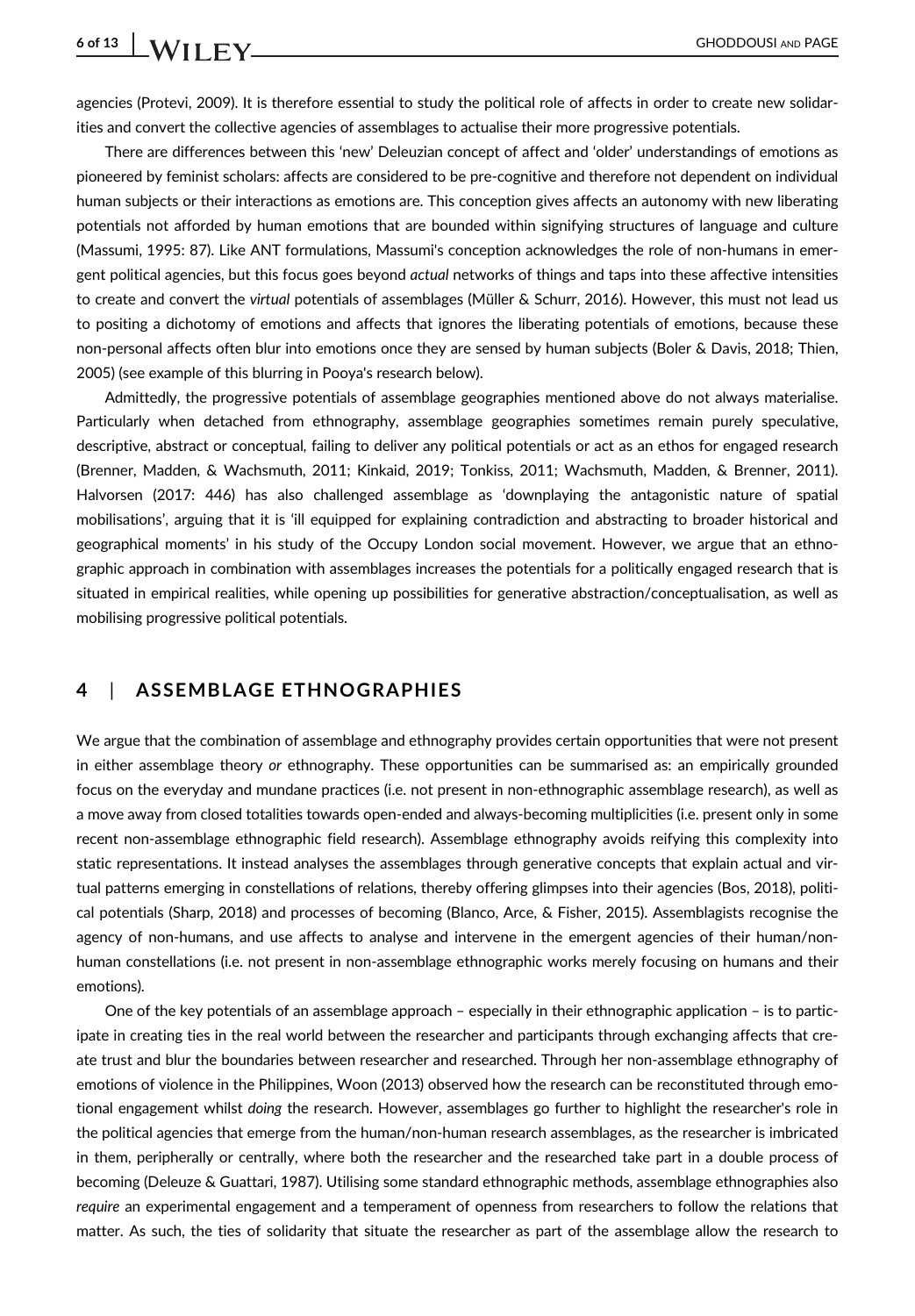agencies (Protevi, 2009). It is therefore essential to study the political role of affects in order to create new solidarities and convert the collective agencies of assemblages to actualise their more progressive potentials.

There are differences between this 'new' Deleuzian concept of affect and 'older' understandings of emotions as pioneered by feminist scholars: affects are considered to be pre-cognitive and therefore not dependent on individual human subjects or their interactions as emotions are. This conception gives affects an autonomy with new liberating potentials not afforded by human emotions that are bounded within signifying structures of language and culture (Massumi, 1995: 87). Like ANT formulations, Massumi's conception acknowledges the role of non-humans in emergent political agencies, but this focus goes beyond *actual* networks of things and taps into these affective intensities to create and convert the *virtual* potentials of assemblages (Müller & Schurr, 2016). However, this must not lead us to positing a dichotomy of emotions and affects that ignores the liberating potentials of emotions, because these non-personal affects often blur into emotions once they are sensed by human subjects (Boler & Davis, 2018; Thien, 2005) (see example of this blurring in Pooya's research below).

Admittedly, the progressive potentials of assemblage geographies mentioned above do not always materialise. Particularly when detached from ethnography, assemblage geographies sometimes remain purely speculative, descriptive, abstract or conceptual, failing to deliver any political potentials or act as an ethos for engaged research (Brenner, Madden, & Wachsmuth, 2011; Kinkaid, 2019; Tonkiss, 2011; Wachsmuth, Madden, & Brenner, 2011). Halvorsen (2017: 446) has also challenged assemblage as 'downplaying the antagonistic nature of spatial mobilisations', arguing that it is 'ill equipped for explaining contradiction and abstracting to broader historical and geographical moments' in his study of the Occupy London social movement. However, we argue that an ethnographic approach in combination with assemblages increases the potentials for a politically engaged research that is situated in empirical realities, while opening up possibilities for generative abstraction/conceptualisation, as well as mobilising progressive political potentials.

## 4 | ASSEMBLAGE ETHNOGRAPHIES

We argue that the combination of assemblage and ethnography provides certain opportunities that were not present in either assemblage theory *or* ethnography. These opportunities can be summarised as: an empirically grounded focus on the everyday and mundane practices (i.e. not present in non-ethnographic assemblage research), as well as a move away from closed totalities towards open-ended and always-becoming multiplicities (i.e. present only in some recent non-assemblage ethnographic field research). Assemblage ethnography avoids reifying this complexity into static representations. It instead analyses the assemblages through generative concepts that explain actual and virtual patterns emerging in constellations of relations, thereby offering glimpses into their agencies (Bos, 2018), political potentials (Sharp, 2018) and processes of becoming (Blanco, Arce, & Fisher, 2015). Assemblagists recognise the agency of non-humans, and use affects to analyse and intervene in the emergent agencies of their human/non-human constellations (i.e. not present in non-assemblage ethnographic works merely focusing on humans and their emotions).

One of the key potentials of an assemblage approach – especially in their ethnographic application – is to participate in creating ties in the real world between the researcher and participants through exchanging affects that create trust and blur the boundaries between researcher and researched. Through her non-assemblage ethnography of emotions of violence in the Philippines, Woon (2013) observed how the research can be reconstituted through emotional engagement whilst *doing* the research. However, assemblages go further to highlight the researcher's role in the political agencies that emerge from the human/non-human research assemblages, as the researcher is imbricated in them, peripherally or centrally, where both the researcher and the researched take part in a double process of becoming (Deleuze & Guattari, 1987). Utilising some standard ethnographic methods, assemblage ethnographies also *require* an experimental engagement and a temperament of openness from researchers to follow the relations that matter. As such, the ties of solidarity that situate the researcher as part of the assemblage allow the research to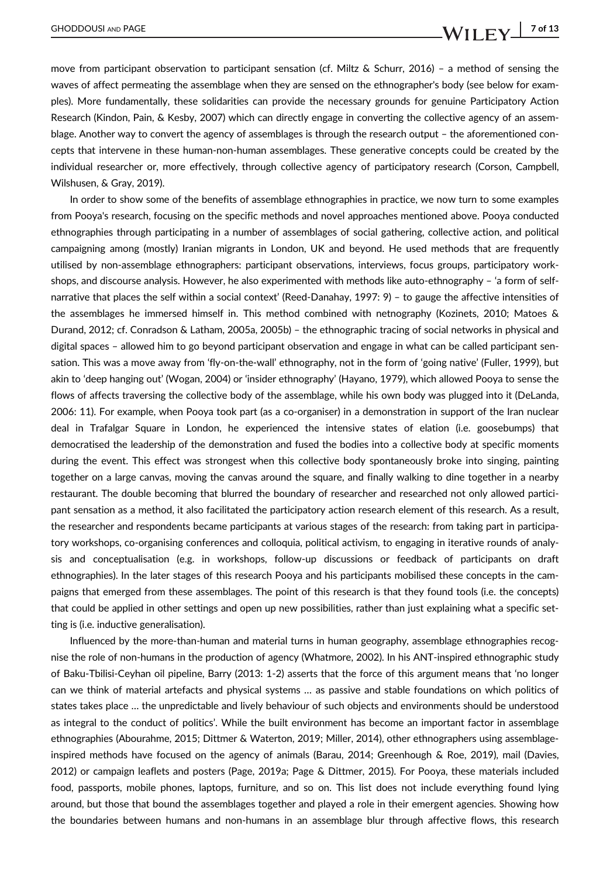move from participant observation to participant sensation (cf. Miltz & Schurr, 2016) – a method of sensing the waves of affect permeating the assemblage when they are sensed on the ethnographer's body (see below for examples). More fundamentally, these solidarities can provide the necessary grounds for genuine Participatory Action Research (Kindon, Pain, & Kesby, 2007) which can directly engage in converting the collective agency of an assemblage. Another way to convert the agency of assemblages is through the research output – the aforementioned concepts that intervene in these human-non-human assemblages. These generative concepts could be created by the individual researcher or, more effectively, through collective agency of participatory research (Corson, Campbell, Wilshusen, & Gray, 2019).

In order to show some of the benefits of assemblage ethnographies in practice, we now turn to some examples from Pooya's research, focusing on the specific methods and novel approaches mentioned above. Pooya conducted ethnographies through participating in a number of assemblages of social gathering, collective action, and political campaigning among (mostly) Iranian migrants in London, UK and beyond. He used methods that are frequently utilised by non-assemblage ethnographers: participant observations, interviews, focus groups, participatory workshops, and discourse analysis. However, he also experimented with methods like auto-ethnography – 'a form of self-narrative that places the self within a social context' (Reed-Danahay, 1997: 9) – to gauge the affective intensities of the assemblages he immersed himself in. This method combined with netnography (Kozinets, 2010; Matoes & Durand, 2012; cf. Conradson & Latham, 2005a, 2005b) – the ethnographic tracing of social networks in physical and digital spaces – allowed him to go beyond participant observation and engage in what can be called participant sensation. This was a move away from 'fly-on-the-wall' ethnography, not in the form of 'going native' (Fuller, 1999), but akin to 'deep hanging out' (Wogan, 2004) or 'insider ethnography' (Hayano, 1979), which allowed Pooya to sense the flows of affects traversing the collective body of the assemblage, while his own body was plugged into it (DeLanda, 2006: 11). For example, when Pooya took part (as a co-organiser) in a demonstration in support of the Iran nuclear deal in Trafalgar Square in London, he experienced the intensive states of elation (i.e. goosebumps) that democratised the leadership of the demonstration and fused the bodies into a collective body at specific moments during the event. This effect was strongest when this collective body spontaneously broke into singing, painting together on a large canvas, moving the canvas around the square, and finally walking to dine together in a nearby restaurant. The double becoming that blurred the boundary of researcher and researched not only allowed participant sensation as a method, it also facilitated the participatory action research element of this research. As a result, the researcher and respondents became participants at various stages of the research: from taking part in participatory workshops, co-organising conferences and colloquia, political activism, to engaging in iterative rounds of analysis and conceptualisation (e.g. in workshops, follow-up discussions or feedback of participants on draft ethnographies). In the later stages of this research Pooya and his participants mobilised these concepts in the campaigns that emerged from these assemblages. The point of this research is that they found tools (i.e. the concepts) that could be applied in other settings and open up new possibilities, rather than just explaining what a specific setting is (i.e. inductive generalisation).

Influenced by the more-than-human and material turns in human geography, assemblage ethnographies recognise the role of non-humans in the production of agency (Whatmore, 2002). In his ANT-inspired ethnographic study of Baku-Tbilisi-Ceyhan oil pipeline, Barry (2013: 1-2) asserts that the force of this argument means that 'no longer can we think of material artefacts and physical systems … as passive and stable foundations on which politics of states takes place … the unpredictable and lively behaviour of such objects and environments should be understood as integral to the conduct of politics'. While the built environment has become an important factor in assemblage ethnographies (Abourahme, 2015; Dittmer & Waterton, 2019; Miller, 2014), other ethnographers using assemblage-inspired methods have focused on the agency of animals (Barau, 2014; Greenhough & Roe, 2019), mail (Davies, 2012) or campaign leaflets and posters (Page, 2019a; Page & Dittmer, 2015). For Pooya, these materials included food, passports, mobile phones, laptops, furniture, and so on. This list does not include everything found lying around, but those that bound the assemblages together and played a role in their emergent agencies. Showing how the boundaries between humans and non-humans in an assemblage blur through affective flows, this research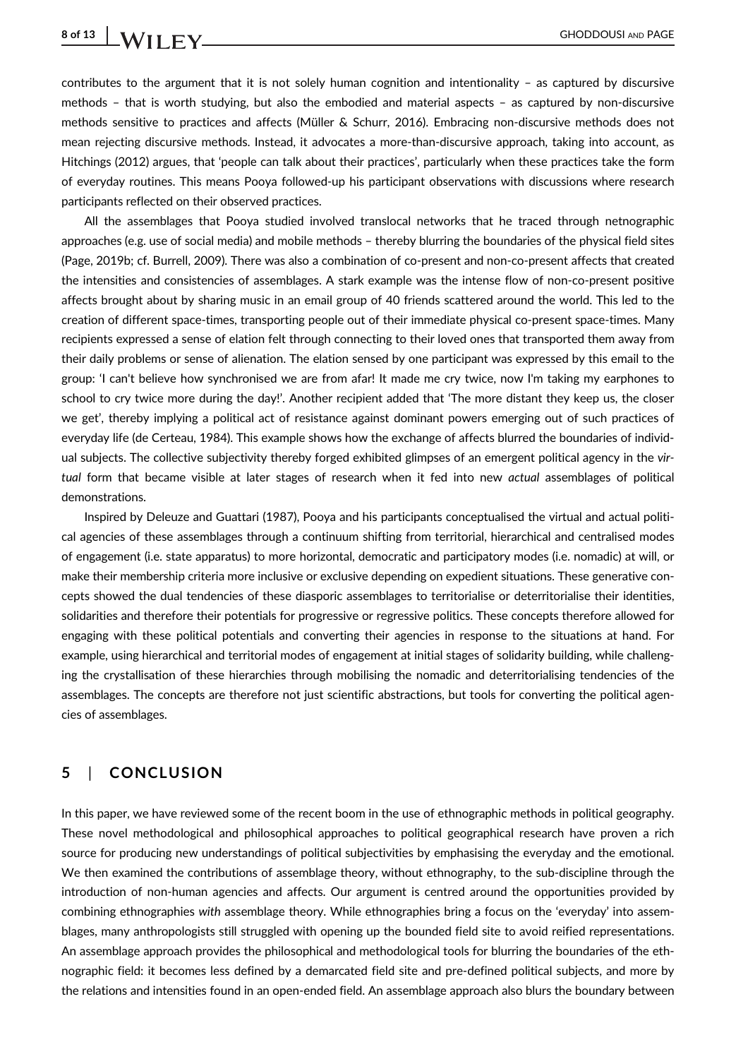contributes to the argument that it is not solely human cognition and intentionality – as captured by discursive methods – that is worth studying, but also the embodied and material aspects – as captured by non-discursive methods sensitive to practices and affects (Müller & Schurr, 2016). Embracing non-discursive methods does not mean rejecting discursive methods. Instead, it advocates a more-than-discursive approach, taking into account, as Hitchings (2012) argues, that 'people can talk about their practices', particularly when these practices take the form of everyday routines. This means Pooya followed-up his participant observations with discussions where research participants reflected on their observed practices.

All the assemblages that Pooya studied involved translocal networks that he traced through netnographic approaches (e.g. use of social media) and mobile methods – thereby blurring the boundaries of the physical field sites (Page, 2019b; cf. Burrell, 2009). There was also a combination of co-present and non-co-present affects that created the intensities and consistencies of assemblages. A stark example was the intense flow of non-co-present positive affects brought about by sharing music in an email group of 40 friends scattered around the world. This led to the creation of different space-times, transporting people out of their immediate physical co-present space-times. Many recipients expressed a sense of elation felt through connecting to their loved ones that transported them away from their daily problems or sense of alienation. The elation sensed by one participant was expressed by this email to the group: 'I can't believe how synchronised we are from afar! It made me cry twice, now I'm taking my earphones to school to cry twice more during the day!'. Another recipient added that 'The more distant they keep us, the closer we get', thereby implying a political act of resistance against dominant powers emerging out of such practices of everyday life (de Certeau, 1984). This example shows how the exchange of affects blurred the boundaries of individual subjects. The collective subjectivity thereby forged exhibited glimpses of an emergent political agency in the *virtual* form that became visible at later stages of research when it fed into new *actual* assemblages of political demonstrations.

Inspired by Deleuze and Guattari (1987), Pooya and his participants conceptualised the virtual and actual political agencies of these assemblages through a continuum shifting from territorial, hierarchical and centralised modes of engagement (i.e. state apparatus) to more horizontal, democratic and participatory modes (i.e. nomadic) at will, or make their membership criteria more inclusive or exclusive depending on expedient situations. These generative concepts showed the dual tendencies of these diasporic assemblages to territorialise or deterritorialise their identities, solidarities and therefore their potentials for progressive or regressive politics. These concepts therefore allowed for engaging with these political potentials and converting their agencies in response to the situations at hand. For example, using hierarchical and territorial modes of engagement at initial stages of solidarity building, while challenging the crystallisation of these hierarchies through mobilising the nomadic and deterritorialising tendencies of the assemblages. The concepts are therefore not just scientific abstractions, but tools for converting the political agencies of assemblages.

## 5 | CONCLUSION

In this paper, we have reviewed some of the recent boom in the use of ethnographic methods in political geography. These novel methodological and philosophical approaches to political geographical research have proven a rich source for producing new understandings of political subjectivities by emphasising the everyday and the emotional. We then examined the contributions of assemblage theory, without ethnography, to the sub-discipline through the introduction of non-human agencies and affects. Our argument is centred around the opportunities provided by combining ethnographies *with* assemblage theory. While ethnographies bring a focus on the 'everyday' into assemblages, many anthropologists still struggled with opening up the bounded field site to avoid reified representations. An assemblage approach provides the philosophical and methodological tools for blurring the boundaries of the ethnographic field: it becomes less defined by a demarcated field site and pre-defined political subjects, and more by the relations and intensities found in an open-ended field. An assemblage approach also blurs the boundary between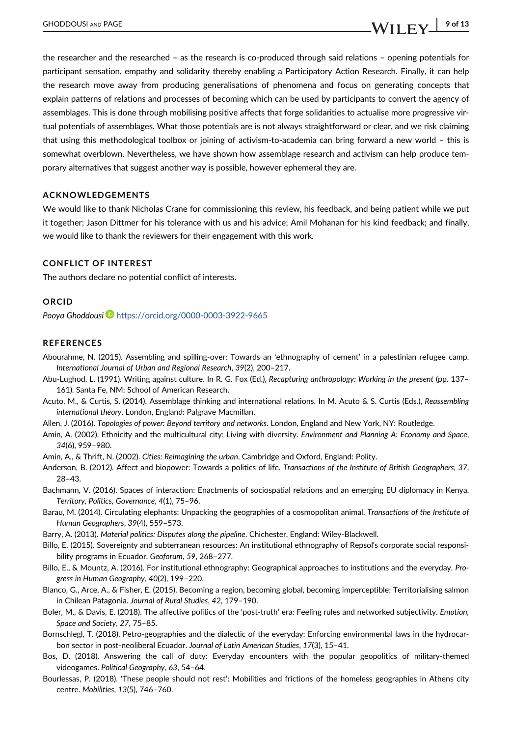the researcher and the researched – as the research is co-produced through said relations – opening potentials for participant sensation, empathy and solidarity thereby enabling a Participatory Action Research. Finally, it can help the research move away from producing generalisations of phenomena and focus on generating concepts that explain patterns of relations and processes of becoming which can be used by participants to convert the agency of assemblages. This is done through mobilising positive affects that forge solidarities to actualise more progressive virtual potentials of assemblages. What those potentials are is not always straightforward or clear, and we risk claiming that using this methodological toolbox or joining of activism-to-academia can bring forward a new world – this is somewhat overblown. Nevertheless, we have shown how assemblage research and activism can help produce temporary alternatives that suggest another way is possible, however ephemeral they are.

## ACKNOWLEDGEMENTS

We would like to thank Nicholas Crane for commissioning this review, his feedback, and being patient while we put it together; Jason Dittmer for his tolerance with us and his advice; Amil Mohanan for his kind feedback; and finally, we would like to thank the reviewers for their engagement with this work.

## CONFLICT OF INTEREST

The authors declare no potential conflict of interests.

## ORCID

*Pooya Ghoddousi* https://orcid.org/0000-0003-3922-9665

## REFERENCES

Abourahme, N. (2015). Assembling and spilling-over: Towards an 'ethnography of cement' in a palestinian refugee camp. *International Journal of Urban and Regional Research*, *39*(2), 200–217.

Abu-Lughod, L. (1991). Writing against culture. In R. G. Fox (Ed.), *Recapturing anthropology: Working in the present* (pp. 137–161). Santa Fe, NM: School of American Research.

Acuto, M., & Curtis, S. (2014). Assemblage thinking and international relations. In M. Acuto & S. Curtis (Eds.), *Reassembling international theory*. London, England: Palgrave Macmillan.

Allen, J. (2016). *Topologies of power: Beyond territory and networks*. London, England and New York, NY: Routledge.

Amin, A. (2002). Ethnicity and the multicultural city: Living with diversity. *Environment and Planning A: Economy and Space*, *34*(6), 959–980.

Amin, A., & Thrift, N. (2002). *Cities: Reimagining the urban*. Cambridge and Oxford, England: Polity.

Anderson, B. (2012). Affect and biopower: Towards a politics of life. *Transactions of the Institute of British Geographers*, *37*, 28–43.

Bachmann, V. (2016). Spaces of interaction: Enactments of sociospatial relations and an emerging EU diplomacy in Kenya. *Territory, Politics, Governance*, *4*(1), 75–96.

Barau, M. (2014). Circulating elephants: Unpacking the geographies of a cosmopolitan animal. *Transactions of the Institute of Human Geographers*, *39*(4), 559–573.

Barry, A. (2013). *Material politics: Disputes along the pipeline*. Chichester, England: Wiley-Blackwell.

Billo, E. (2015). Sovereignty and subterranean resources: An institutional ethnography of Repsol's corporate social responsibility programs in Ecuador. *Geoforum*, *59*, 268–277.

Billo, E., & Mountz, A. (2016). For institutional ethnography: Geographical approaches to institutions and the everyday. *Progress in Human Geography*, *40*(2), 199–220.

Blanco, G., Arce, A., & Fisher, E. (2015). Becoming a region, becoming global, becoming imperceptible: Territorialising salmon in Chilean Patagonia. *Journal of Rural Studies*, *42*, 179–190.

Boler, M., & Davis, E. (2018). The affective politics of the 'post-truth' era: Feeling rules and networked subjectivity. *Emotion, Space and Society*, *27*, 75–85.

Bornschlegl, T. (2018). Petro-geographies and the dialectic of the everyday: Enforcing environmental laws in the hydrocarbon sector in post-neoliberal Ecuador. *Journal of Latin American Studies*, *17*(3), 15–41.

Bos, D. (2018). Answering the call of duty: Everyday encounters with the popular geopolitics of military-themed videogames. *Political Geography*, *63*, 54–64.

Bourlessas, P. (2018). 'These people should not rest': Mobilities and frictions of the homeless geographies in Athens city centre. *Mobilities*, *13*(5), 746–760.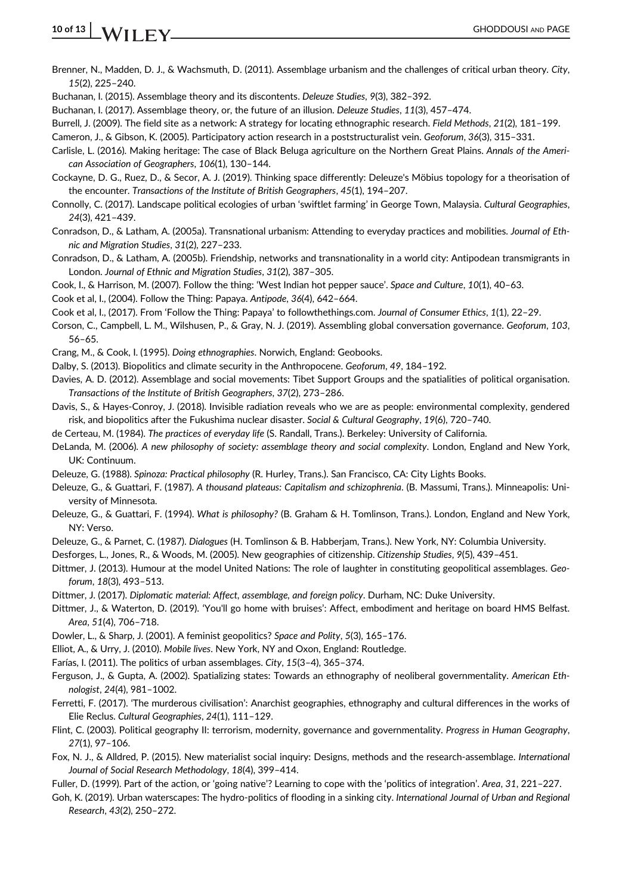Brenner, N., Madden, D. J., & Wachsmuth, D. (2011). Assemblage urbanism and the challenges of critical urban theory. *City*, *15*(2), 225–240.

Buchanan, I. (2015). Assemblage theory and its discontents. *Deleuze Studies*, *9*(3), 382–392.

Buchanan, I. (2017). Assemblage theory, or, the future of an illusion. *Deleuze Studies*, *11*(3), 457–474.

Burrell, J. (2009). The field site as a network: A strategy for locating ethnographic research. *Field Methods*, *21*(2), 181–199.

Cameron, J., & Gibson, K. (2005). Participatory action research in a poststructuralist vein. *Geoforum*, *36*(3), 315–331.

Carlisle, L. (2016). Making heritage: The case of Black Beluga agriculture on the Northern Great Plains. *Annals of the American Association of Geographers*, *106*(1), 130–144.

Cockayne, D. G., Ruez, D., & Secor, A. J. (2019). Thinking space differently: Deleuze's Möbius topology for a theorisation of the encounter. *Transactions of the Institute of British Geographers*, *45*(1), 194–207.

Connolly, C. (2017). Landscape political ecologies of urban 'swiftlet farming' in George Town, Malaysia. *Cultural Geographies*, *24*(3), 421–439.

Conradson, D., & Latham, A. (2005a). Transnational urbanism: Attending to everyday practices and mobilities. *Journal of Ethnic and Migration Studies*, *31*(2), 227–233.

Conradson, D., & Latham, A. (2005b). Friendship, networks and transnationality in a world city: Antipodean transmigrants in London. *Journal of Ethnic and Migration Studies*, *31*(2), 387–305.

Cook, I., & Harrison, M. (2007). Follow the thing: 'West Indian hot pepper sauce'. *Space and Culture*, *10*(1), 40–63.

Cook et al, I., (2004). Follow the Thing: Papaya. *Antipode*, *36*(4), 642–664.

Cook et al, I., (2017). From 'Follow the Thing: Papaya' to followthethings.com. *Journal of Consumer Ethics*, *1*(1), 22–29.

Corson, C., Campbell, L. M., Wilshusen, P., & Gray, N. J. (2019). Assembling global conversation governance. *Geoforum*, *103*, 56–65.

Crang, M., & Cook, I. (1995). *Doing ethnographies*. Norwich, England: Geobooks.

Dalby, S. (2013). Biopolitics and climate security in the Anthropocene. *Geoforum*, *49*, 184–192.

Davies, A. D. (2012). Assemblage and social movements: Tibet Support Groups and the spatialities of political organisation. *Transactions of the Institute of British Geographers*, *37*(2), 273–286.

Davis, S., & Hayes-Conroy, J. (2018). Invisible radiation reveals who we are as people: environmental complexity, gendered risk, and biopolitics after the Fukushima nuclear disaster. *Social & Cultural Geography*, *19*(6), 720–740.

de Certeau, M. (1984). *The practices of everyday life* (S. Randall, Trans.). Berkeley: University of California.

DeLanda, M. (2006). *A new philosophy of society: assemblage theory and social complexity*. London, England and New York, UK: Continuum.

Deleuze, G. (1988). *Spinoza: Practical philosophy* (R. Hurley, Trans.). San Francisco, CA: City Lights Books.

Deleuze, G., & Guattari, F. (1987). *A thousand plateaus: Capitalism and schizophrenia*. (B. Massumi, Trans.). Minneapolis: University of Minnesota.

Deleuze, G., & Guattari, F. (1994). *What is philosophy?* (B. Graham & H. Tomlinson, Trans.). London, England and New York, NY: Verso.

Deleuze, G., & Parnet, C. (1987). *Dialogues* (H. Tomlinson & B. Habberjam, Trans.). New York, NY: Columbia University.

Desforges, L., Jones, R., & Woods, M. (2005). New geographies of citizenship. *Citizenship Studies*, *9*(5), 439–451.

Dittmer, J. (2013). Humour at the model United Nations: The role of laughter in constituting geopolitical assemblages. *Geoforum*, *18*(3), 493–513.

Dittmer, J. (2017). *Diplomatic material: Affect, assemblage, and foreign policy*. Durham, NC: Duke University.

Dittmer, J., & Waterton, D. (2019). 'You'll go home with bruises': Affect, embodiment and heritage on board HMS Belfast. *Area*, *51*(4), 706–718.

Dowler, L., & Sharp, J. (2001). A feminist geopolitics? *Space and Polity*, *5*(3), 165–176.

Elliot, A., & Urry, J. (2010). *Mobile lives*. New York, NY and Oxon, England: Routledge.

Farías, I. (2011). The politics of urban assemblages. *City*, *15*(3–4), 365–374.

Ferguson, J., & Gupta, A. (2002). Spatializing states: Towards an ethnography of neoliberal governmentality. *American Ethnologist*, *24*(4), 981–1002.

Ferretti, F. (2017). 'The murderous civilisation': Anarchist geographies, ethnography and cultural differences in the works of Elie Reclus. *Cultural Geographies*, *24*(1), 111–129.

Flint, C. (2003). Political geography II: terrorism, modernity, governance and governmentality. *Progress in Human Geography*, *27*(1), 97–106.

Fox, N. J., & Alldred, P. (2015). New materialist social inquiry: Designs, methods and the research-assemblage. *International Journal of Social Research Methodology*, *18*(4), 399–414.

Fuller, D. (1999). Part of the action, or 'going native'? Learning to cope with the 'politics of integration'. *Area*, *31*, 221–227.

Goh, K. (2019). Urban waterscapes: The hydro-politics of flooding in a sinking city. *International Journal of Urban and Regional Research*, *43*(2), 250–272.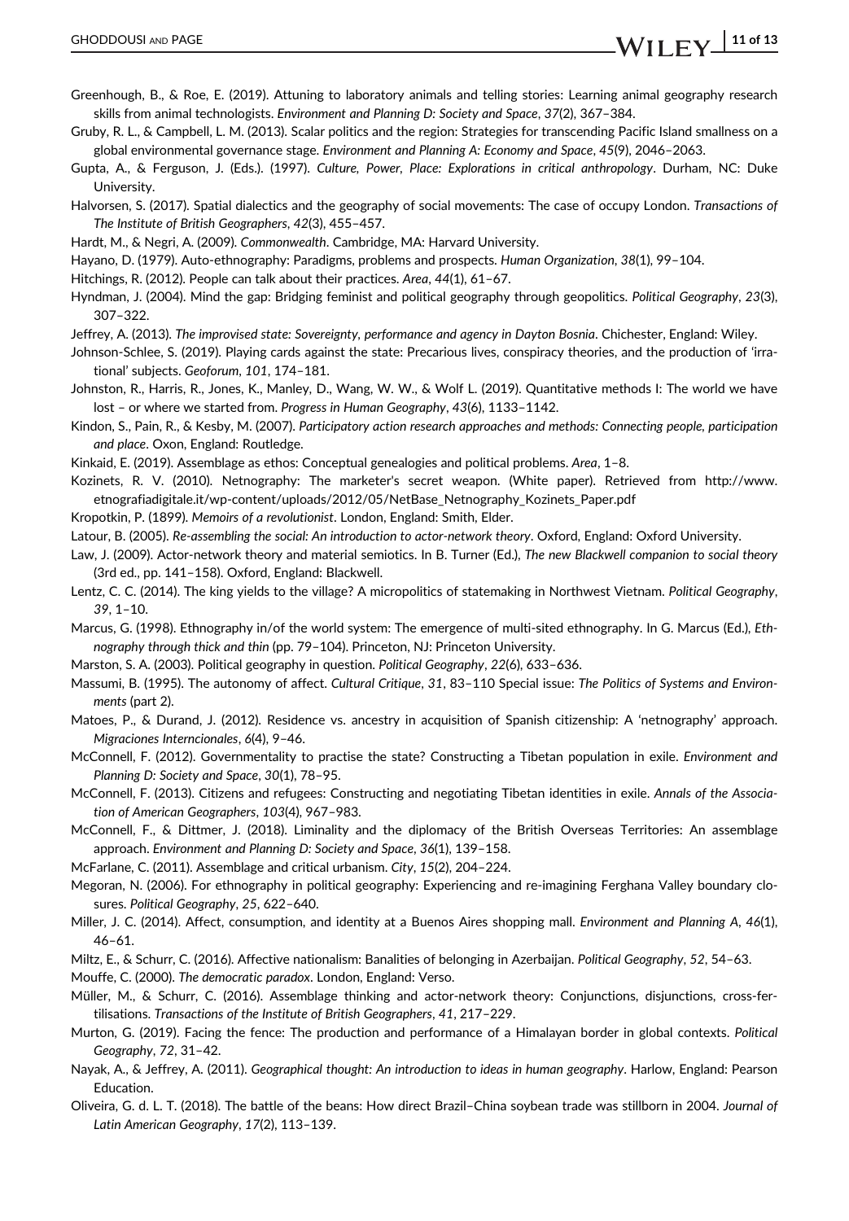Greenhough, B., & Roe, E. (2019). Attuning to laboratory animals and telling stories: Learning animal geography research skills from animal technologists. *Environment and Planning D: Society and Space*, *37*(2), 367–384.

Gruby, R. L., & Campbell, L. M. (2013). Scalar politics and the region: Strategies for transcending Pacific Island smallness on a global environmental governance stage. *Environment and Planning A: Economy and Space*, *45*(9), 2046–2063.

Gupta, A., & Ferguson, J. (Eds.). (1997). *Culture, Power, Place: Explorations in critical anthropology*. Durham, NC: Duke University.

Halvorsen, S. (2017). Spatial dialectics and the geography of social movements: The case of occupy London. *Transactions of The Institute of British Geographers*, *42*(3), 455–457.

Hardt, M., & Negri, A. (2009). *Commonwealth*. Cambridge, MA: Harvard University.

Hayano, D. (1979). Auto-ethnography: Paradigms, problems and prospects. *Human Organization*, *38*(1), 99–104.

Hitchings, R. (2012). People can talk about their practices. *Area*, *44*(1), 61–67.

Hyndman, J. (2004). Mind the gap: Bridging feminist and political geography through geopolitics. *Political Geography*, *23*(3), 307–322.

Jeffrey, A. (2013). *The improvised state: Sovereignty, performance and agency in Dayton Bosnia*. Chichester, England: Wiley.

Johnson-Schlee, S. (2019). Playing cards against the state: Precarious lives, conspiracy theories, and the production of 'irrational' subjects. *Geoforum*, *101*, 174–181.

Johnston, R., Harris, R., Jones, K., Manley, D., Wang, W. W., & Wolf L. (2019). Quantitative methods I: The world we have lost – or where we started from. *Progress in Human Geography*, *43*(6), 1133–1142.

Kindon, S., Pain, R., & Kesby, M. (2007). *Participatory action research approaches and methods: Connecting people, participation and place*. Oxon, England: Routledge.

Kinkaid, E. (2019). Assemblage as ethos: Conceptual genealogies and political problems. *Area*, 1–8.

Kozinets, R. V. (2010). Netnography: The marketer's secret weapon. (White paper). Retrieved from http://www.etnografiadigitale.it/wp-content/uploads/2012/05/NetBase_Netnography_Kozinets_Paper.pdf

Kropotkin, P. (1899). *Memoirs of a revolutionist*. London, England: Smith, Elder.

Latour, B. (2005). *Re-assembling the social: An introduction to actor-network theory*. Oxford, England: Oxford University.

Law, J. (2009). Actor-network theory and material semiotics. In B. Turner (Ed.), *The new Blackwell companion to social theory* (3rd ed., pp. 141–158). Oxford, England: Blackwell.

Lentz, C. C. (2014). The king yields to the village? A micropolitics of statemaking in Northwest Vietnam. *Political Geography*, *39*, 1–10.

Marcus, G. (1998). Ethnography in/of the world system: The emergence of multi-sited ethnography. In G. Marcus (Ed.), *Ethnography through thick and thin* (pp. 79–104). Princeton, NJ: Princeton University.

Marston, S. A. (2003). Political geography in question. *Political Geography*, *22*(6), 633–636.

Massumi, B. (1995). The autonomy of affect. *Cultural Critique*, *31*, 83–110 Special issue: *The Politics of Systems and Environments* (part 2).

Matoes, P., & Durand, J. (2012). Residence vs. ancestry in acquisition of Spanish citizenship: A 'netnography' approach. *Migraciones Interncionales*, *6*(4), 9–46.

McConnell, F. (2012). Governmentality to practise the state? Constructing a Tibetan population in exile. *Environment and Planning D: Society and Space*, *30*(1), 78–95.

McConnell, F. (2013). Citizens and refugees: Constructing and negotiating Tibetan identities in exile. *Annals of the Association of American Geographers*, *103*(4), 967–983.

McConnell, F., & Dittmer, J. (2018). Liminality and the diplomacy of the British Overseas Territories: An assemblage approach. *Environment and Planning D: Society and Space*, *36*(1), 139–158.

McFarlane, C. (2011). Assemblage and critical urbanism. *City*, *15*(2), 204–224.

Megoran, N. (2006). For ethnography in political geography: Experiencing and re-imagining Ferghana Valley boundary closures. *Political Geography*, *25*, 622–640.

Miller, J. C. (2014). Affect, consumption, and identity at a Buenos Aires shopping mall. *Environment and Planning A*, *46*(1), 46–61.

Miltz, E., & Schurr, C. (2016). Affective nationalism: Banalities of belonging in Azerbaijan. *Political Geography*, *52*, 54–63.

Mouffe, C. (2000). *The democratic paradox*. London, England: Verso.

Müller, M., & Schurr, C. (2016). Assemblage thinking and actor-network theory: Conjunctions, disjunctions, cross-fertilisations. *Transactions of the Institute of British Geographers*, *41*, 217–229.

Murton, G. (2019). Facing the fence: The production and performance of a Himalayan border in global contexts. *Political Geography*, *72*, 31–42.

Nayak, A., & Jeffrey, A. (2011). *Geographical thought: An introduction to ideas in human geography*. Harlow, England: Pearson Education.

Oliveira, G. d. L. T. (2018). The battle of the beans: How direct Brazil–China soybean trade was stillborn in 2004. *Journal of Latin American Geography*, *17*(2), 113–139.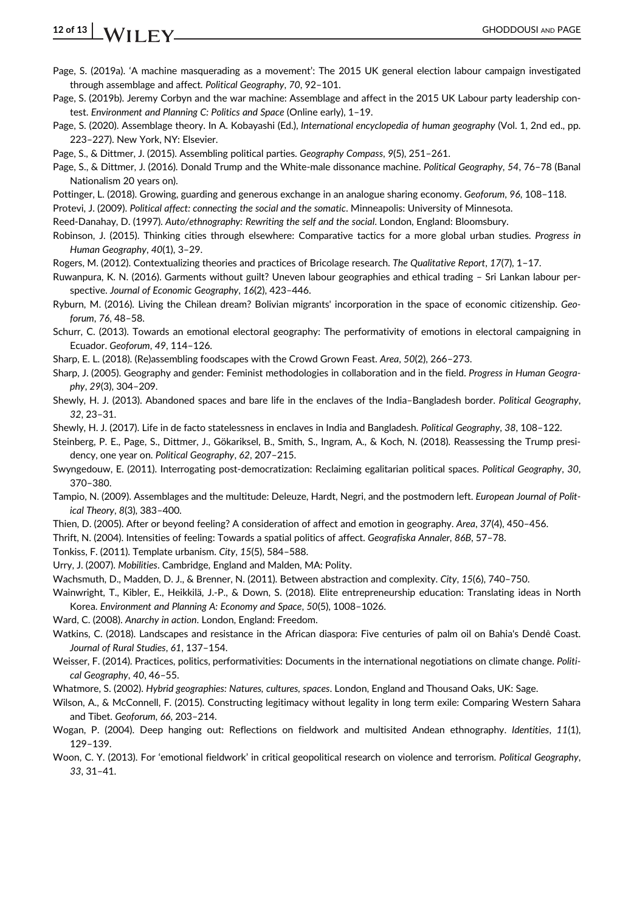Page, S. (2019a). 'A machine masquerading as a movement': The 2015 UK general election labour campaign investigated through assemblage and affect. *Political Geography*, *70*, 92–101.

Page, S. (2019b). Jeremy Corbyn and the war machine: Assemblage and affect in the 2015 UK Labour party leadership contest. *Environment and Planning C: Politics and Space* (Online early), 1–19.

Page, S. (2020). Assemblage theory. In A. Kobayashi (Ed.), *International encyclopedia of human geography* (Vol. 1, 2nd ed., pp. 223–227). New York, NY: Elsevier.

Page, S., & Dittmer, J. (2015). Assembling political parties. *Geography Compass*, *9*(5), 251–261.

Page, S., & Dittmer, J. (2016). Donald Trump and the White-male dissonance machine. *Political Geography*, *54*, 76–78 (Banal Nationalism 20 years on).

Pottinger, L. (2018). Growing, guarding and generous exchange in an analogue sharing economy. *Geoforum*, *96*, 108–118.

Protevi, J. (2009). *Political affect: connecting the social and the somatic*. Minneapolis: University of Minnesota.

Reed-Danahay, D. (1997). *Auto/ethnography: Rewriting the self and the social*. London, England: Bloomsbury.

Robinson, J. (2015). Thinking cities through elsewhere: Comparative tactics for a more global urban studies. *Progress in Human Geography*, *40*(1), 3–29.

Rogers, M. (2012). Contextualizing theories and practices of Bricolage research. *The Qualitative Report*, *17*(7), 1–17.

Ruwanpura, K. N. (2016). Garments without guilt? Uneven labour geographies and ethical trading – Sri Lankan labour perspective. *Journal of Economic Geography*, *16*(2), 423–446.

Ryburn, M. (2016). Living the Chilean dream? Bolivian migrants' incorporation in the space of economic citizenship. *Geoforum*, *76*, 48–58.

Schurr, C. (2013). Towards an emotional electoral geography: The performativity of emotions in electoral campaigning in Ecuador. *Geoforum*, *49*, 114–126.

Sharp, E. L. (2018). (Re)assembling foodscapes with the Crowd Grown Feast. *Area*, *50*(2), 266–273.

Sharp, J. (2005). Geography and gender: Feminist methodologies in collaboration and in the field. *Progress in Human Geography*, *29*(3), 304–209.

Shewly, H. J. (2013). Abandoned spaces and bare life in the enclaves of the India–Bangladesh border. *Political Geography*, *32*, 23–31.

Shewly, H. J. (2017). Life in de facto statelessness in enclaves in India and Bangladesh. *Political Geography*, *38*, 108–122.

Steinberg, P. E., Page, S., Dittmer, J., Gökariksel, B., Smith, S., Ingram, A., & Koch, N. (2018). Reassessing the Trump presidency, one year on. *Political Geography*, *62*, 207–215.

Swyngedouw, E. (2011). Interrogating post-democratization: Reclaiming egalitarian political spaces. *Political Geography*, *30*, 370–380.

Tampio, N. (2009). Assemblages and the multitude: Deleuze, Hardt, Negri, and the postmodern left. *European Journal of Political Theory*, *8*(3), 383–400.

Thien, D. (2005). After or beyond feeling? A consideration of affect and emotion in geography. *Area*, *37*(4), 450–456.

Thrift, N. (2004). Intensities of feeling: Towards a spatial politics of affect. *Geografiska Annaler*, *86B*, 57–78.

Tonkiss, F. (2011). Template urbanism. *City*, *15*(5), 584–588.

Urry, J. (2007). *Mobilities*. Cambridge, England and Malden, MA: Polity.

Wachsmuth, D., Madden, D. J., & Brenner, N. (2011). Between abstraction and complexity. *City*, *15*(6), 740–750.

Wainwright, T., Kibler, E., Heikkilä, J.-P., & Down, S. (2018). Elite entrepreneurship education: Translating ideas in North Korea. *Environment and Planning A: Economy and Space*, *50*(5), 1008–1026.

Ward, C. (2008). *Anarchy in action*. London, England: Freedom.

Watkins, C. (2018). Landscapes and resistance in the African diaspora: Five centuries of palm oil on Bahia's Dendê Coast. *Journal of Rural Studies*, *61*, 137–154.

Weisser, F. (2014). Practices, politics, performativities: Documents in the international negotiations on climate change. *Political Geography*, *40*, 46–55.

Whatmore, S. (2002). *Hybrid geographies: Natures, cultures, spaces*. London, England and Thousand Oaks, UK: Sage.

Wilson, A., & McConnell, F. (2015). Constructing legitimacy without legality in long term exile: Comparing Western Sahara and Tibet. *Geoforum*, *66*, 203–214.

Wogan, P. (2004). Deep hanging out: Reflections on fieldwork and multisited Andean ethnography. *Identities*, *11*(1), 129–139.

Woon, C. Y. (2013). For 'emotional fieldwork' in critical geopolitical research on violence and terrorism. *Political Geography*, *33*, 31–41.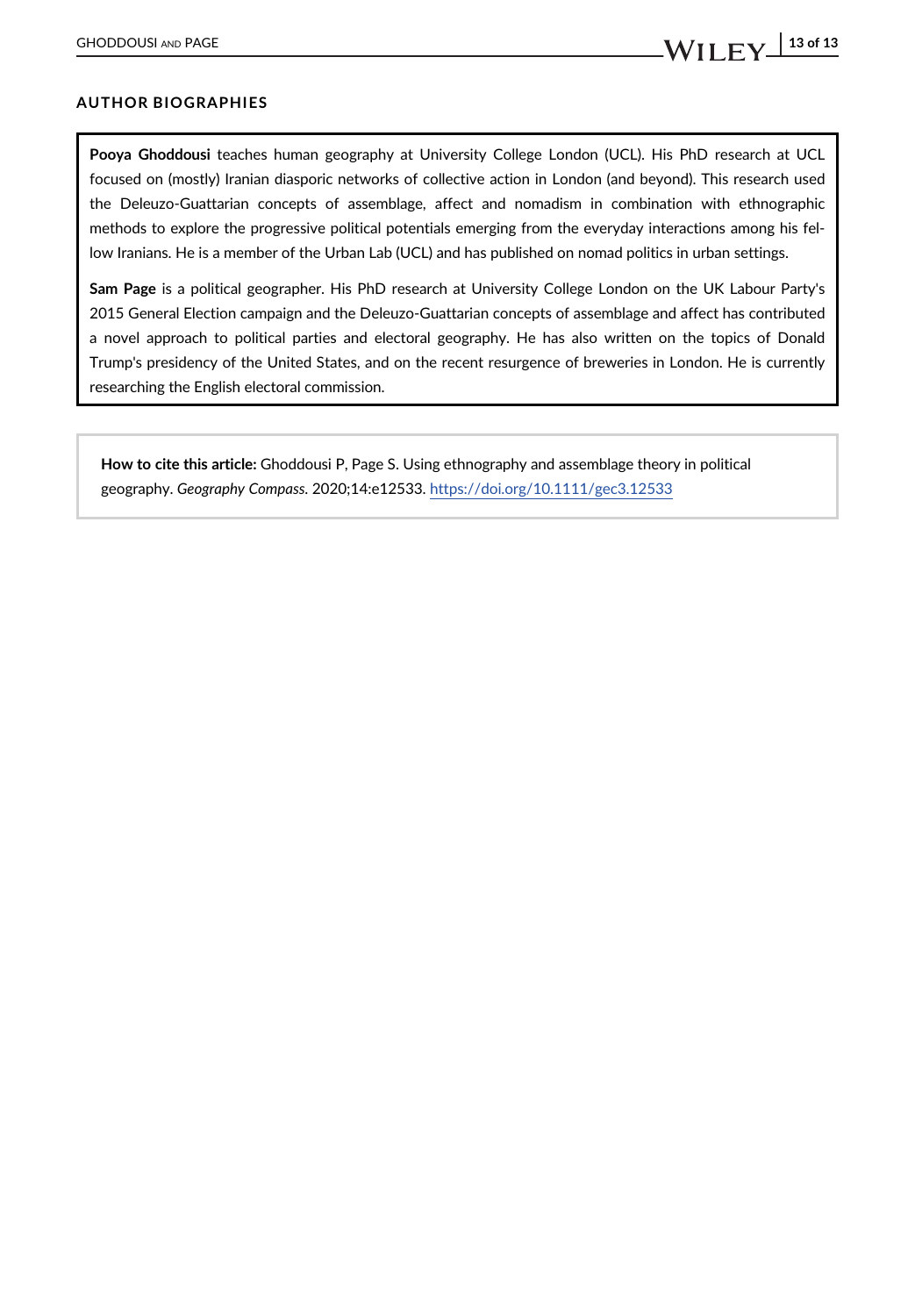## AUTHOR BIOGRAPHIES

**Pooya Ghoddousi** teaches human geography at University College London (UCL). His PhD research at UCL focused on (mostly) Iranian diasporic networks of collective action in London (and beyond). This research used the Deleuzo-Guattarian concepts of assemblage, affect and nomadism in combination with ethnographic methods to explore the progressive political potentials emerging from the everyday interactions among his fellow Iranians. He is a member of the Urban Lab (UCL) and has published on nomad politics in urban settings.

**Sam Page** is a political geographer. His PhD research at University College London on the UK Labour Party's 2015 General Election campaign and the Deleuzo-Guattarian concepts of assemblage and affect has contributed a novel approach to political parties and electoral geography. He has also written on the topics of Donald Trump's presidency of the United States, and on the recent resurgence of breweries in London. He is currently researching the English electoral commission.

**How to cite this article:** Ghoddousi P, Page S. Using ethnography and assemblage theory in political geography. *Geography Compass*. 2020;14:e12533. https://doi.org/10.1111/gec3.12533